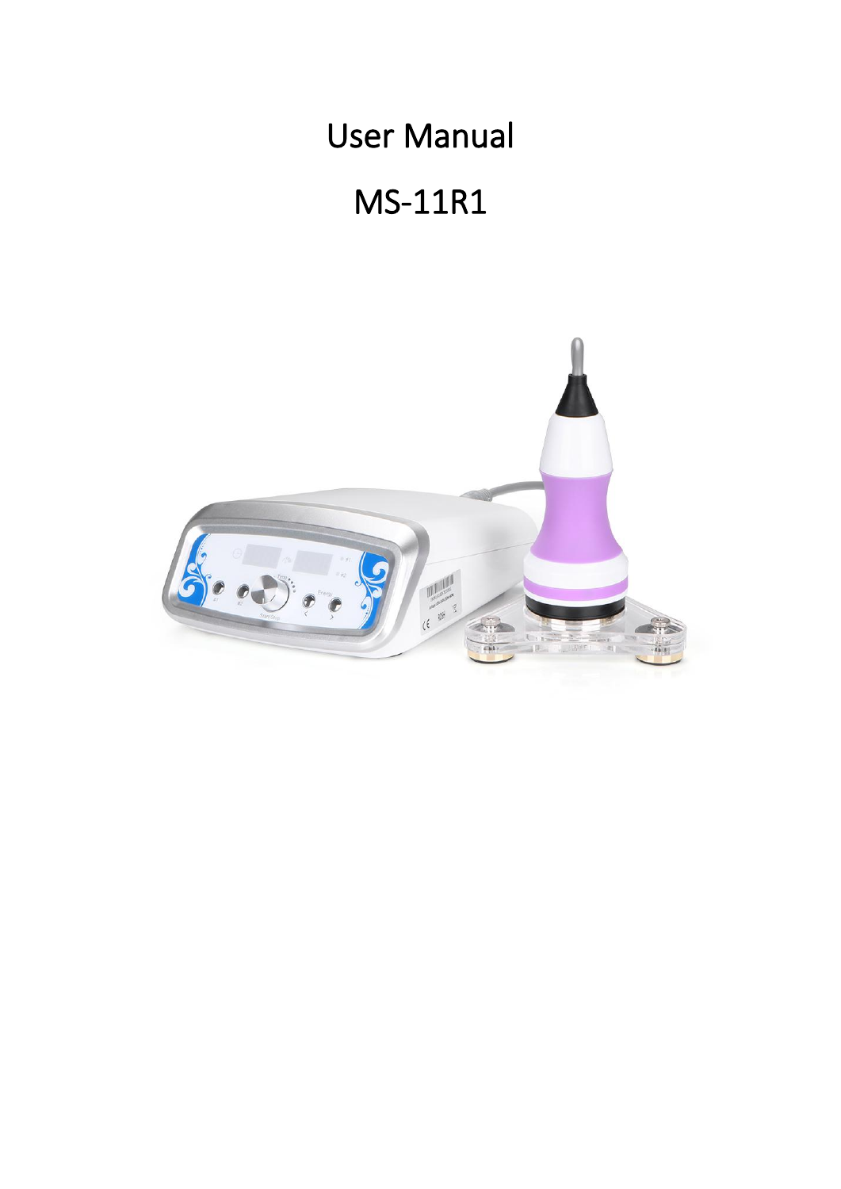# User Manual

# MS-11R1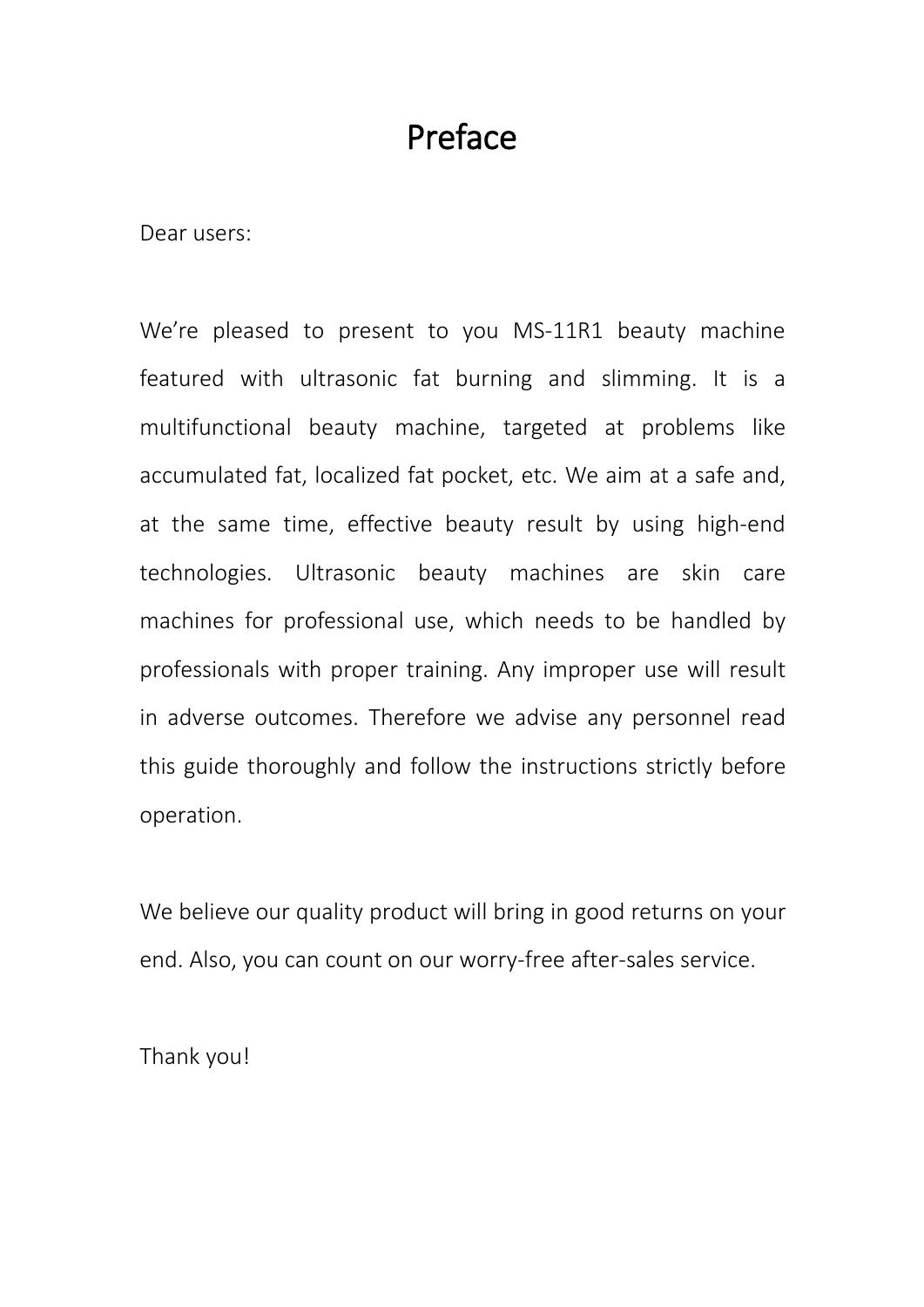# Preface

Dear users:

We're pleased to present to you MS-11R1 beauty machine featured with ultrasonic fat burning and slimming. It is a multifunctional beauty machine, targeted at problems like accumulated fat, localized fat pocket, etc. We aim at a safe and, at the same time, effective beauty result by using high-end technologies. Ultrasonic beauty machines are skin care machines for professional use, which needs to be handled by professionals with proper training. Any improper use will result in adverse outcomes. Therefore we advise any personnel read this guide thoroughly and follow the instructions strictly before operation.

We believe our quality product will bring in good returns on your end. Also, you can count on our worry-free after-sales service.

Thank you!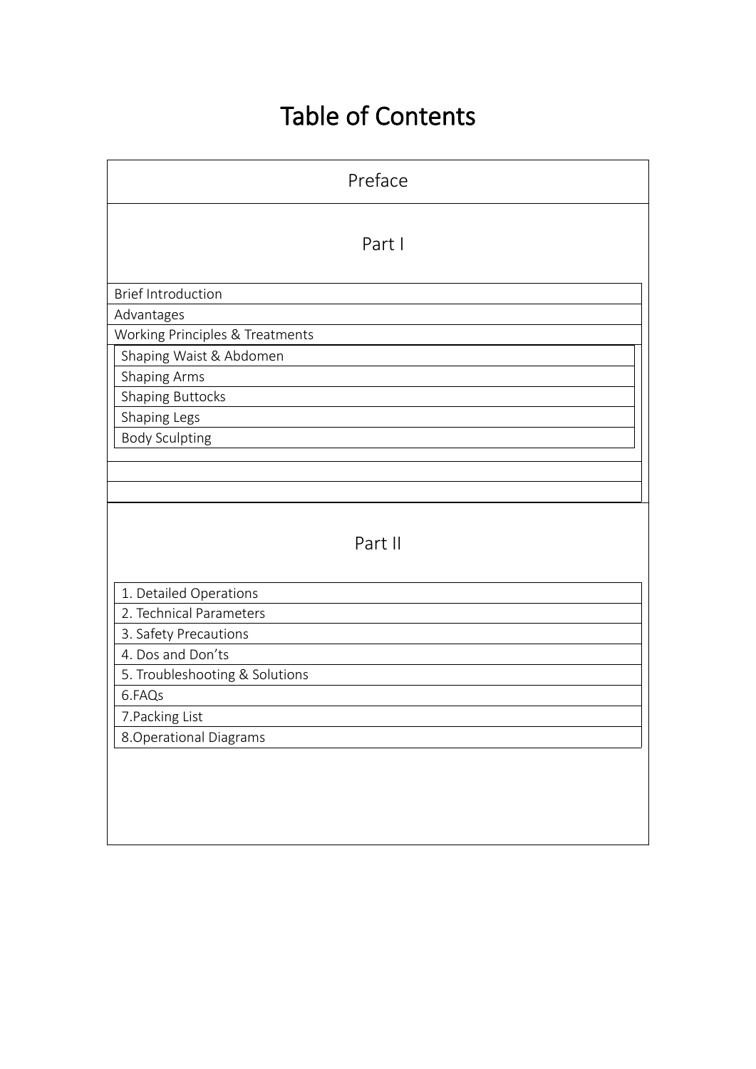# Table of Contents

## Preface

## Part I

- Brief Introduction
- Advantages
- Working Principles & Treatments
  - Shaping Waist & Abdomen
  - Shaping Arms
  - Shaping Buttocks
  - Shaping Legs
  - Body Sculpting

## Part II

1. Detailed Operations
2. Technical Parameters
3. Safety Precautions
4. Dos and Don’ts
5. Troubleshooting & Solutions
6. FAQs
7. Packing List
8. Operational Diagrams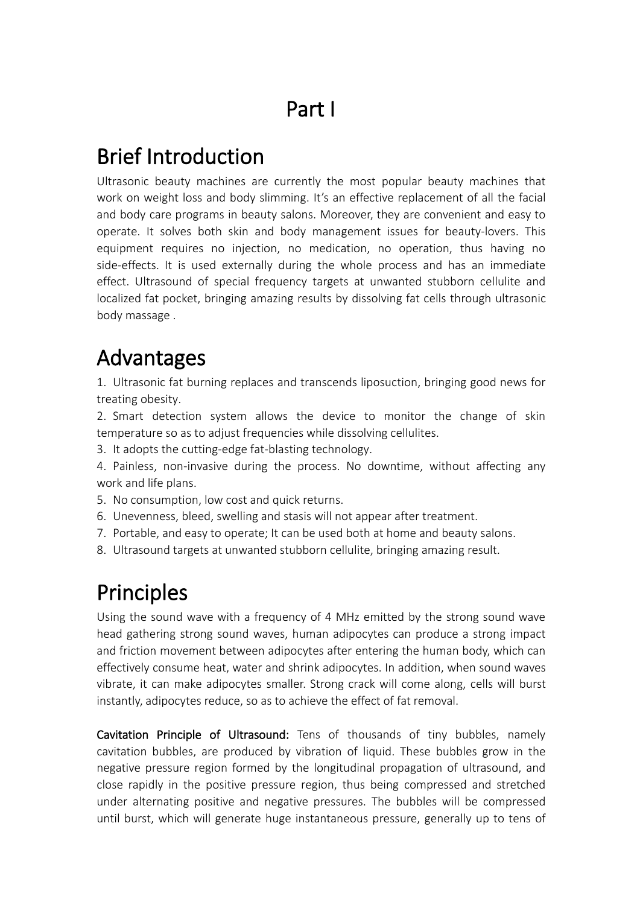# Part I

## Brief Introduction

Ultrasonic beauty machines are currently the most popular beauty machines that work on weight loss and body slimming. It's an effective replacement of all the facial and body care programs in beauty salons. Moreover, they are convenient and easy to operate. It solves both skin and body management issues for beauty-lovers. This equipment requires no injection, no medication, no operation, thus having no side-effects. It is used externally during the whole process and has an immediate effect. Ultrasound of special frequency targets at unwanted stubborn cellulite and localized fat pocket, bringing amazing results by dissolving fat cells through ultrasonic body massage .

## Advantages

1. Ultrasonic fat burning replaces and transcends liposuction, bringing good news for treating obesity.
2. Smart detection system allows the device to monitor the change of skin temperature so as to adjust frequencies while dissolving cellulites.
3. It adopts the cutting-edge fat-blasting technology.
4. Painless, non-invasive during the process. No downtime, without affecting any work and life plans.
5. No consumption, low cost and quick returns.
6. Unevenness, bleed, swelling and stasis will not appear after treatment.
7. Portable, and easy to operate; It can be used both at home and beauty salons.
8. Ultrasound targets at unwanted stubborn cellulite, bringing amazing result.

## Principles

Using the sound wave with a frequency of 4 MHz emitted by the strong sound wave head gathering strong sound waves, human adipocytes can produce a strong impact and friction movement between adipocytes after entering the human body, which can effectively consume heat, water and shrink adipocytes. In addition, when sound waves vibrate, it can make adipocytes smaller. Strong crack will come along, cells will burst instantly, adipocytes reduce, so as to achieve the effect of fat removal.

**Cavitation Principle of Ultrasound:** Tens of thousands of tiny bubbles, namely cavitation bubbles, are produced by vibration of liquid. These bubbles grow in the negative pressure region formed by the longitudinal propagation of ultrasound, and close rapidly in the positive pressure region, thus being compressed and stretched under alternating positive and negative pressures. The bubbles will be compressed until burst, which will generate huge instantaneous pressure, generally up to tens of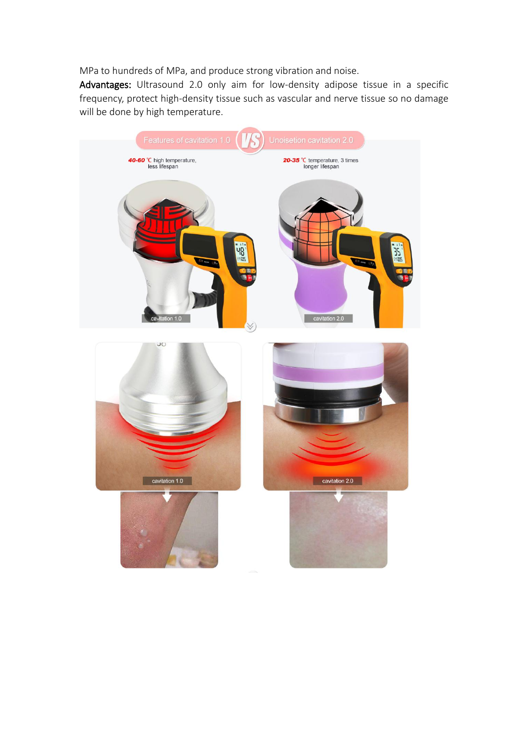MPa to hundreds of MPa, and produce strong vibration and noise.

**Advantages:** Ultrasound 2.0 only aim for low-density adipose tissue in a specific frequency, protect high-density tissue such as vascular and nerve tissue so no damage will be done by high temperature.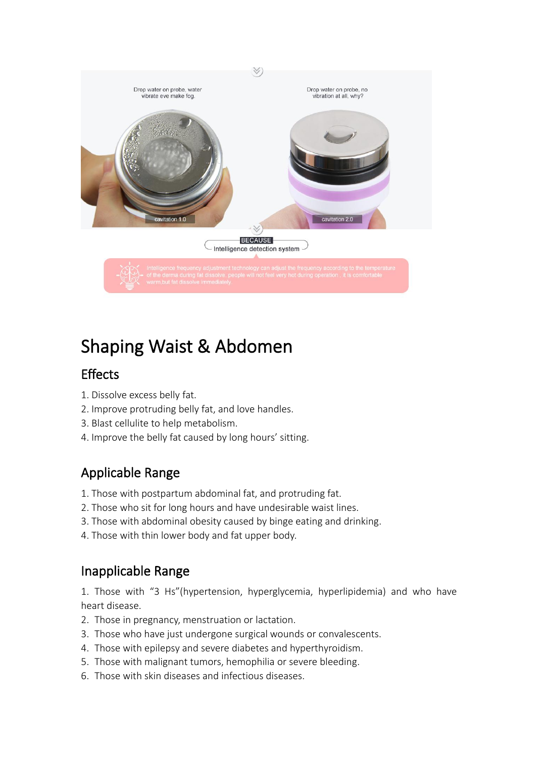Drop water on probe, water vibrate eve make fog.

Drop water on probe, no vibration at all, why?

cavitation 1.0

cavitation 2.0

BECAUSE

Intelligence detection system

Intelligence frequency adjustment technology can adjust the frequency according to the temperature of the derma during fat dissolve, people will not feel very hot during operation , it is comfortable warm,but fat dissolve immediately.

# Shaping Waist & Abdomen

## Effects

1. Dissolve excess belly fat.
2. Improve protruding belly fat, and love handles.
3. Blast cellulite to help metabolism.
4. Improve the belly fat caused by long hours' sitting.

## Applicable Range

1. Those with postpartum abdominal fat, and protruding fat.
2. Those who sit for long hours and have undesirable waist lines.
3. Those with abdominal obesity caused by binge eating and drinking.
4. Those with thin lower body and fat upper body.

## Inapplicable Range

1. Those with "3 Hs"(hypertension, hyperglycemia, hyperlipidemia) and who have heart disease.
2. Those in pregnancy, menstruation or lactation.
3. Those who have just undergone surgical wounds or convalescents.
4. Those with epilepsy and severe diabetes and hyperthyroidism.
5. Those with malignant tumors, hemophilia or severe bleeding.
6. Those with skin diseases and infectious diseases.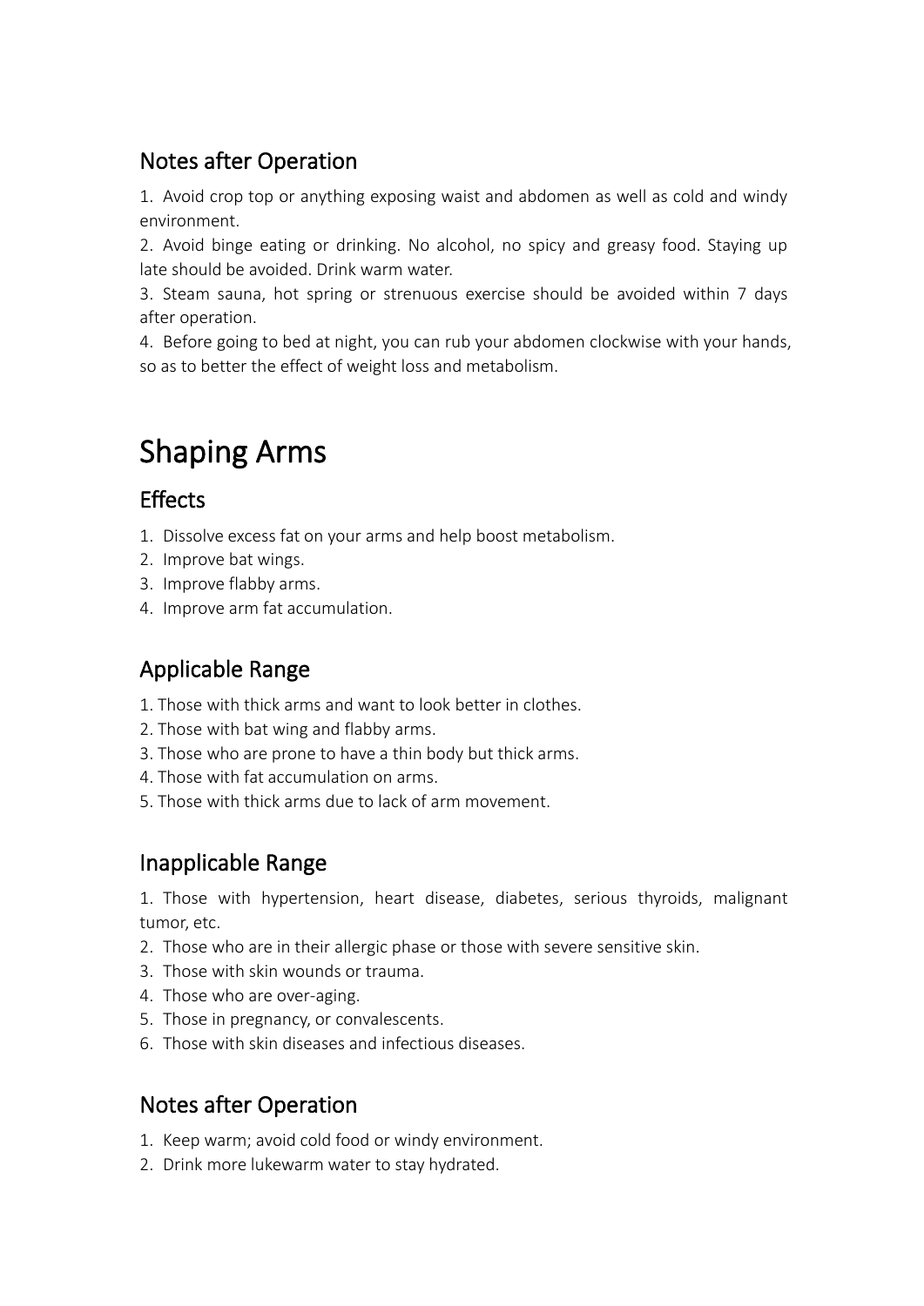## Notes after Operation

1. Avoid crop top or anything exposing waist and abdomen as well as cold and windy environment.
2. Avoid binge eating or drinking. No alcohol, no spicy and greasy food. Staying up late should be avoided. Drink warm water.
3. Steam sauna, hot spring or strenuous exercise should be avoided within 7 days after operation.
4. Before going to bed at night, you can rub your abdomen clockwise with your hands, so as to better the effect of weight loss and metabolism.

# Shaping Arms

## Effects

1. Dissolve excess fat on your arms and help boost metabolism.
2. Improve bat wings.
3. Improve flabby arms.
4. Improve arm fat accumulation.

## Applicable Range

1. Those with thick arms and want to look better in clothes.
2. Those with bat wing and flabby arms.
3. Those who are prone to have a thin body but thick arms.
4. Those with fat accumulation on arms.
5. Those with thick arms due to lack of arm movement.

## Inapplicable Range

1. Those with hypertension, heart disease, diabetes, serious thyroids, malignant tumor, etc.
2. Those who are in their allergic phase or those with severe sensitive skin.
3. Those with skin wounds or trauma.
4. Those who are over-aging.
5. Those in pregnancy, or convalescents.
6. Those with skin diseases and infectious diseases.

## Notes after Operation

1. Keep warm; avoid cold food or windy environment.
2. Drink more lukewarm water to stay hydrated.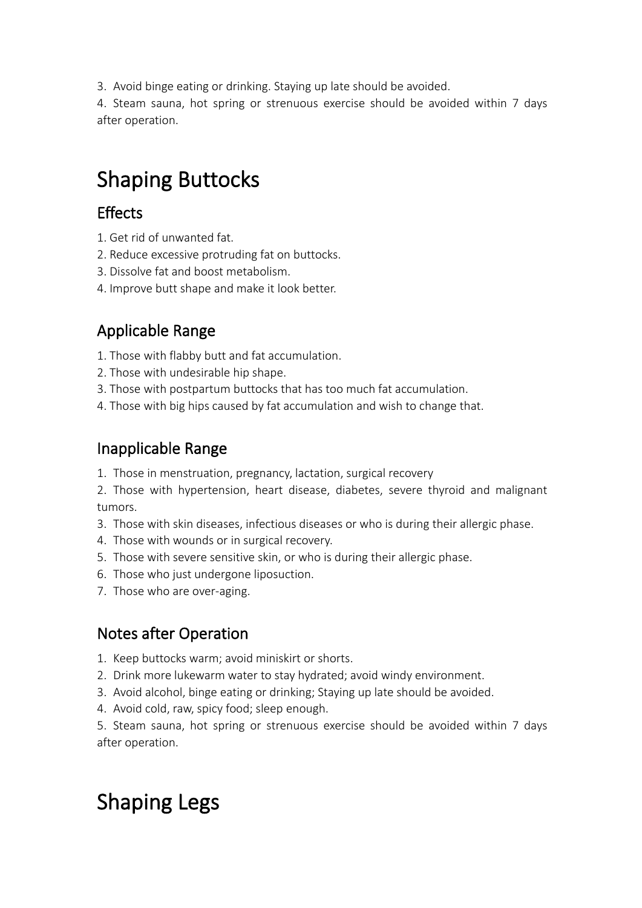3. Avoid binge eating or drinking. Staying up late should be avoided.
4. Steam sauna, hot spring or strenuous exercise should be avoided within 7 days after operation.

# Shaping Buttocks

## Effects

1. Get rid of unwanted fat.
2. Reduce excessive protruding fat on buttocks.
3. Dissolve fat and boost metabolism.
4. Improve butt shape and make it look better.

## Applicable Range

1. Those with flabby butt and fat accumulation.
2. Those with undesirable hip shape.
3. Those with postpartum buttocks that has too much fat accumulation.
4. Those with big hips caused by fat accumulation and wish to change that.

## Inapplicable Range

1. Those in menstruation, pregnancy, lactation, surgical recovery
2. Those with hypertension, heart disease, diabetes, severe thyroid and malignant tumors.
3. Those with skin diseases, infectious diseases or who is during their allergic phase.
4. Those with wounds or in surgical recovery.
5. Those with severe sensitive skin, or who is during their allergic phase.
6. Those who just undergone liposuction.
7. Those who are over-aging.

## Notes after Operation

1. Keep buttocks warm; avoid miniskirt or shorts.
2. Drink more lukewarm water to stay hydrated; avoid windy environment.
3. Avoid alcohol, binge eating or drinking; Staying up late should be avoided.
4. Avoid cold, raw, spicy food; sleep enough.
5. Steam sauna, hot spring or strenuous exercise should be avoided within 7 days after operation.

# Shaping Legs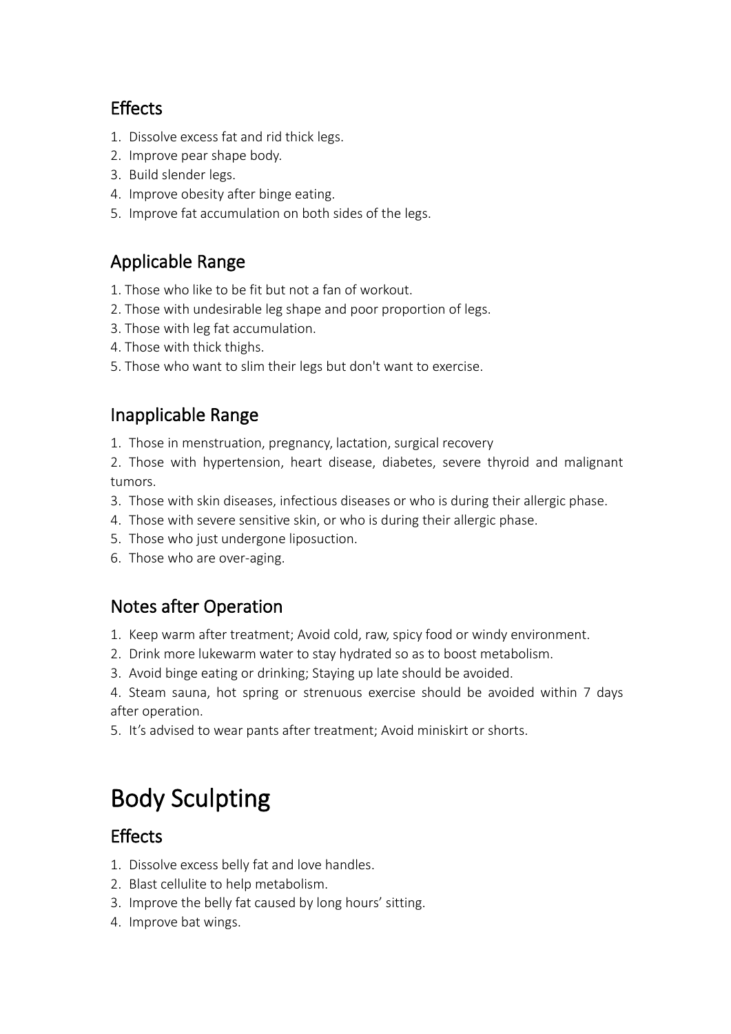### Effects

1. Dissolve excess fat and rid thick legs.
2. Improve pear shape body.
3. Build slender legs.
4. Improve obesity after binge eating.
5. Improve fat accumulation on both sides of the legs.

### Applicable Range

1. Those who like to be fit but not a fan of workout.
2. Those with undesirable leg shape and poor proportion of legs.
3. Those with leg fat accumulation.
4. Those with thick thighs.
5. Those who want to slim their legs but don't want to exercise.

### Inapplicable Range

1. Those in menstruation, pregnancy, lactation, surgical recovery
2. Those with hypertension, heart disease, diabetes, severe thyroid and malignant tumors.
3. Those with skin diseases, infectious diseases or who is during their allergic phase.
4. Those with severe sensitive skin, or who is during their allergic phase.
5. Those who just undergone liposuction.
6. Those who are over-aging.

### Notes after Operation

1. Keep warm after treatment; Avoid cold, raw, spicy food or windy environment.
2. Drink more lukewarm water to stay hydrated so as to boost metabolism.
3. Avoid binge eating or drinking; Staying up late should be avoided.
4. Steam sauna, hot spring or strenuous exercise should be avoided within 7 days after operation.
5. It's advised to wear pants after treatment; Avoid miniskirt or shorts.

## Body Sculpting

### Effects

1. Dissolve excess belly fat and love handles.
2. Blast cellulite to help metabolism.
3. Improve the belly fat caused by long hours' sitting.
4. Improve bat wings.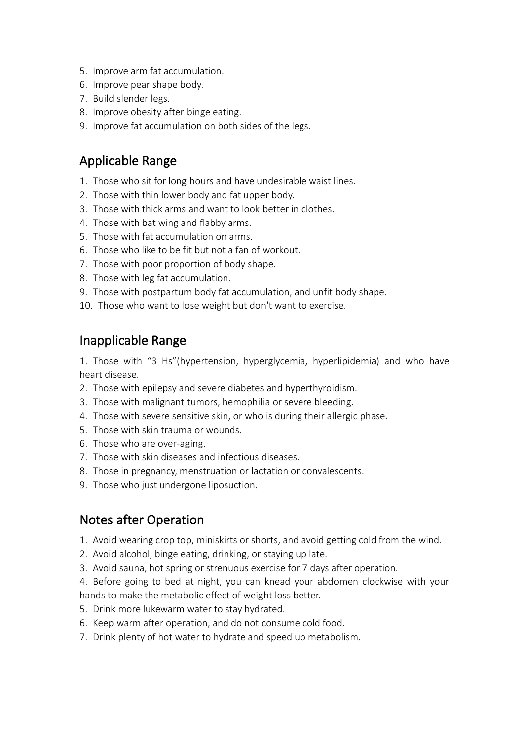5. Improve arm fat accumulation.
6. Improve pear shape body.
7. Build slender legs.
8. Improve obesity after binge eating.
9. Improve fat accumulation on both sides of the legs.

## Applicable Range

1. Those who sit for long hours and have undesirable waist lines.
2. Those with thin lower body and fat upper body.
3. Those with thick arms and want to look better in clothes.
4. Those with bat wing and flabby arms.
5. Those with fat accumulation on arms.
6. Those who like to be fit but not a fan of workout.
7. Those with poor proportion of body shape.
8. Those with leg fat accumulation.
9. Those with postpartum body fat accumulation, and unfit body shape.
10. Those who want to lose weight but don't want to exercise.

## Inapplicable Range

1. Those with "3 Hs"(hypertension, hyperglycemia, hyperlipidemia) and who have heart disease.
2. Those with epilepsy and severe diabetes and hyperthyroidism.
3. Those with malignant tumors, hemophilia or severe bleeding.
4. Those with severe sensitive skin, or who is during their allergic phase.
5. Those with skin trauma or wounds.
6. Those who are over-aging.
7. Those with skin diseases and infectious diseases.
8. Those in pregnancy, menstruation or lactation or convalescents.
9. Those who just undergone liposuction.

## Notes after Operation

1. Avoid wearing crop top, miniskirts or shorts, and avoid getting cold from the wind.
2. Avoid alcohol, binge eating, drinking, or staying up late.
3. Avoid sauna, hot spring or strenuous exercise for 7 days after operation.
4. Before going to bed at night, you can knead your abdomen clockwise with your hands to make the metabolic effect of weight loss better.
5. Drink more lukewarm water to stay hydrated.
6. Keep warm after operation, and do not consume cold food.
7. Drink plenty of hot water to hydrate and speed up metabolism.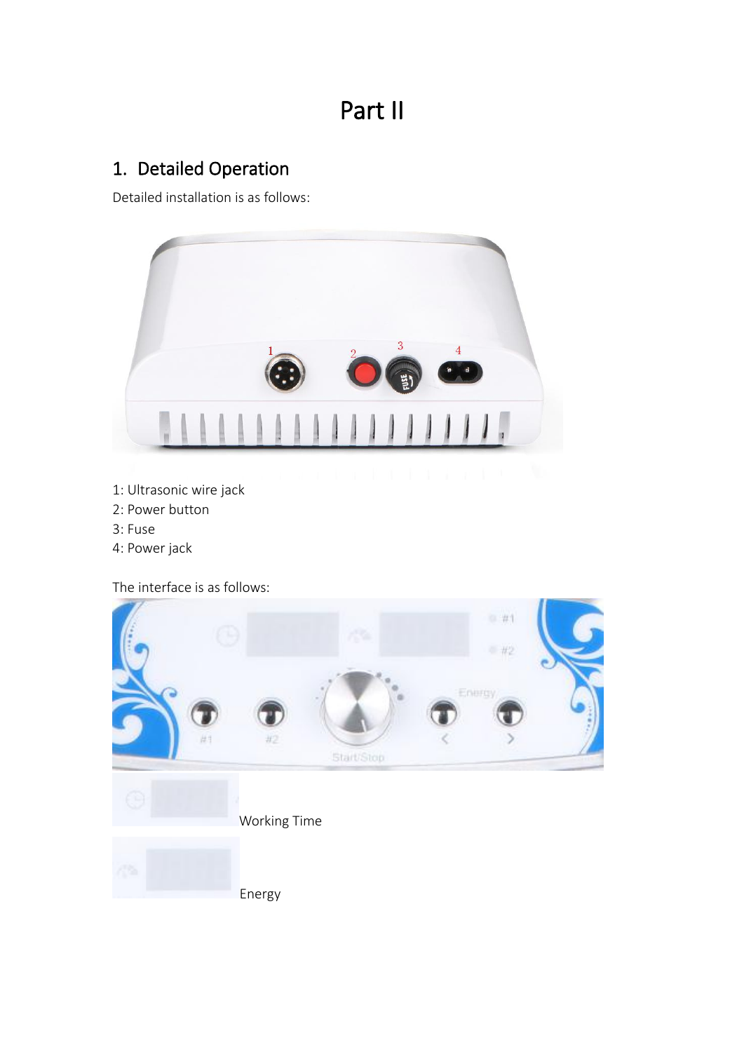# Part II

## 1. Detailed Operation

Detailed installation is as follows:

1: Ultrasonic wire jack
2: Power button
3: Fuse
4: Power jack

The interface is as follows:

Working Time

Energy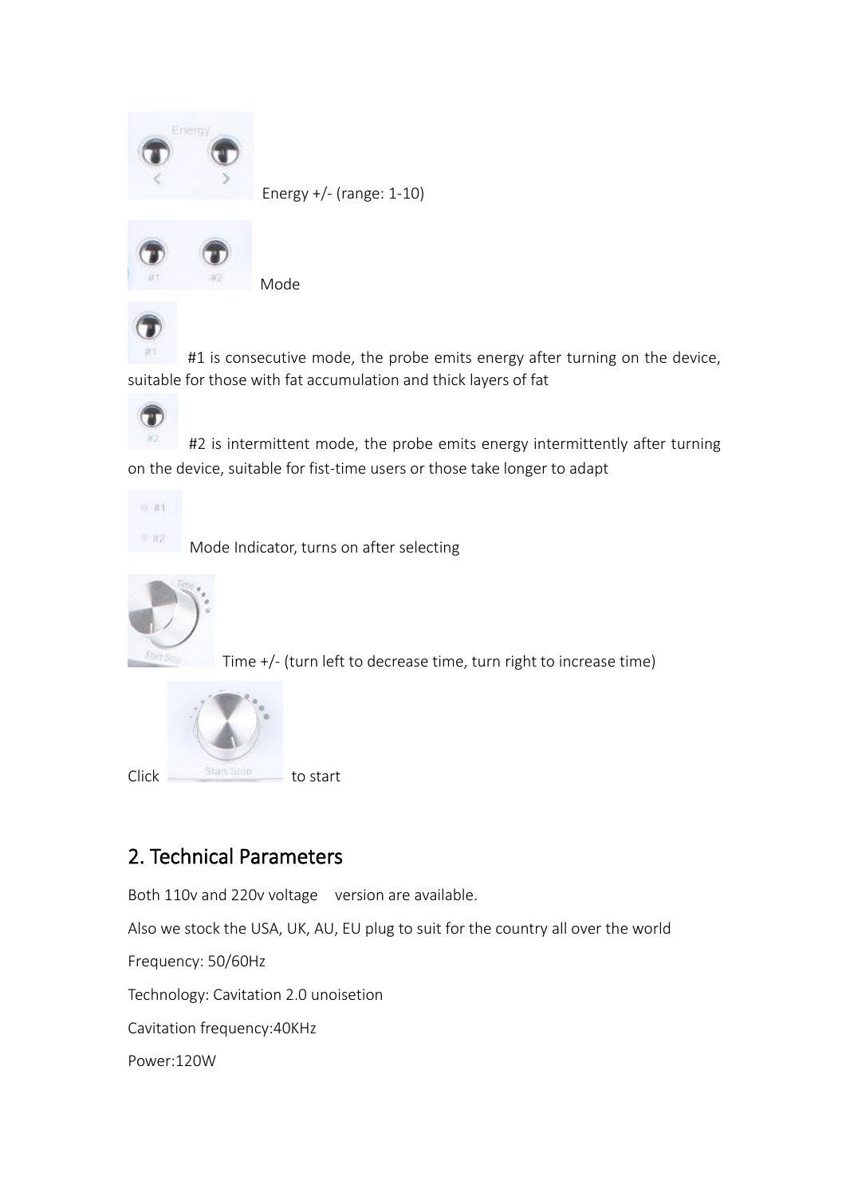Energy +/- (range: 1-10)

Mode

#1 is consecutive mode, the probe emits energy after turning on the device, suitable for those with fat accumulation and thick layers of fat

#2 is intermittent mode, the probe emits energy intermittently after turning on the device, suitable for fist-time users or those take longer to adapt

Mode Indicator, turns on after selecting

Time +/- (turn left to decrease time, turn right to increase time)

Click to start

## 2. Technical Parameters

Both 110v and 220v voltage version are available.

Also we stock the USA, UK, AU, EU plug to suit for the country all over the world

Frequency: 50/60Hz

Technology: Cavitation 2.0 unoisetion

Cavitation frequency:40KHz

Power:120W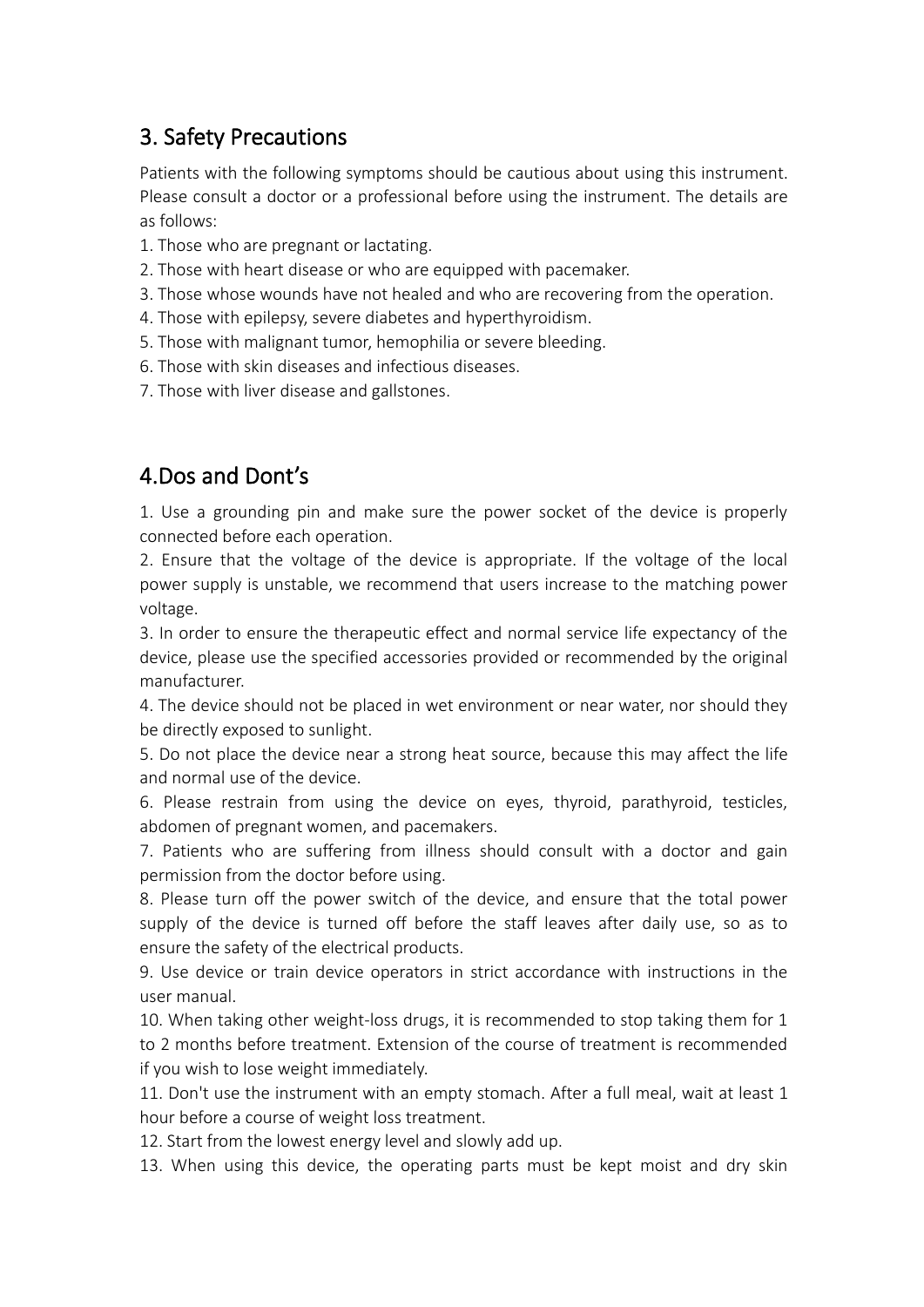## 3. Safety Precautions

Patients with the following symptoms should be cautious about using this instrument. Please consult a doctor or a professional before using the instrument. The details are as follows:

1. Those who are pregnant or lactating.
2. Those with heart disease or who are equipped with pacemaker.
3. Those whose wounds have not healed and who are recovering from the operation.
4. Those with epilepsy, severe diabetes and hyperthyroidism.
5. Those with malignant tumor, hemophilia or severe bleeding.
6. Those with skin diseases and infectious diseases.
7. Those with liver disease and gallstones.

## 4.Dos and Dont's

1. Use a grounding pin and make sure the power socket of the device is properly connected before each operation.
2. Ensure that the voltage of the device is appropriate. If the voltage of the local power supply is unstable, we recommend that users increase to the matching power voltage.
3. In order to ensure the therapeutic effect and normal service life expectancy of the device, please use the specified accessories provided or recommended by the original manufacturer.
4. The device should not be placed in wet environment or near water, nor should they be directly exposed to sunlight.
5. Do not place the device near a strong heat source, because this may affect the life and normal use of the device.
6. Please restrain from using the device on eyes, thyroid, parathyroid, testicles, abdomen of pregnant women, and pacemakers.
7. Patients who are suffering from illness should consult with a doctor and gain permission from the doctor before using.
8. Please turn off the power switch of the device, and ensure that the total power supply of the device is turned off before the staff leaves after daily use, so as to ensure the safety of the electrical products.
9. Use device or train device operators in strict accordance with instructions in the user manual.
10. When taking other weight-loss drugs, it is recommended to stop taking them for 1 to 2 months before treatment. Extension of the course of treatment is recommended if you wish to lose weight immediately.
11. Don't use the instrument with an empty stomach. After a full meal, wait at least 1 hour before a course of weight loss treatment.
12. Start from the lowest energy level and slowly add up.
13. When using this device, the operating parts must be kept moist and dry skin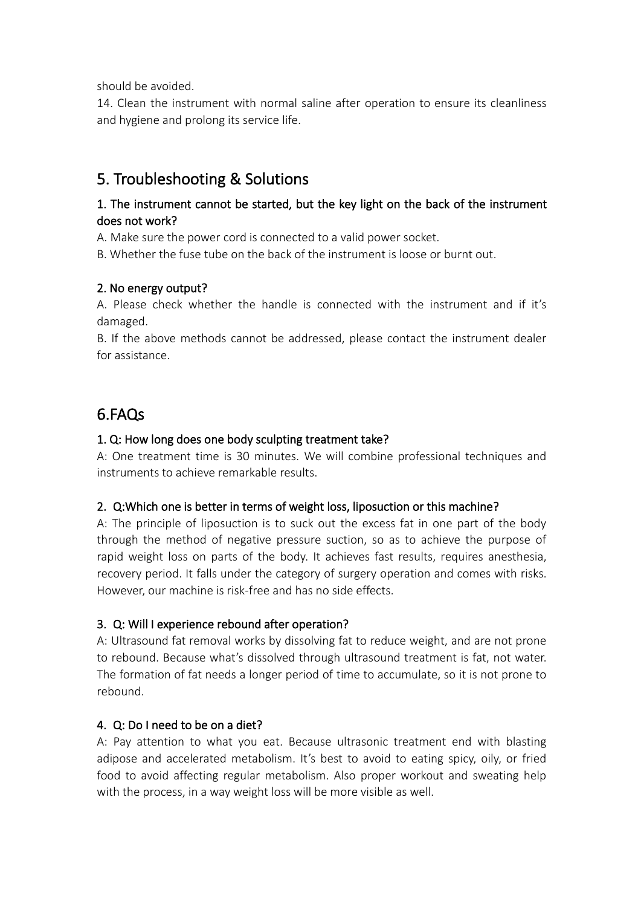should be avoided.

14. Clean the instrument with normal saline after operation to ensure its cleanliness and hygiene and prolong its service life.

## 5. Troubleshooting & Solutions

### 1. The instrument cannot be started, but the key light on the back of the instrument does not work?

A. Make sure the power cord is connected to a valid power socket.

B. Whether the fuse tube on the back of the instrument is loose or burnt out.

### 2. No energy output?

A. Please check whether the handle is connected with the instrument and if it's damaged.

B. If the above methods cannot be addressed, please contact the instrument dealer for assistance.

## 6.FAQs

### 1. Q: How long does one body sculpting treatment take?

A: One treatment time is 30 minutes. We will combine professional techniques and instruments to achieve remarkable results.

### 2. Q:Which one is better in terms of weight loss, liposuction or this machine?

A: The principle of liposuction is to suck out the excess fat in one part of the body through the method of negative pressure suction, so as to achieve the purpose of rapid weight loss on parts of the body. It achieves fast results, requires anesthesia, recovery period. It falls under the category of surgery operation and comes with risks. However, our machine is risk-free and has no side effects.

### 3. Q: Will I experience rebound after operation?

A: Ultrasound fat removal works by dissolving fat to reduce weight, and are not prone to rebound. Because what's dissolved through ultrasound treatment is fat, not water. The formation of fat needs a longer period of time to accumulate, so it is not prone to rebound.

### 4. Q: Do I need to be on a diet?

A: Pay attention to what you eat. Because ultrasonic treatment end with blasting adipose and accelerated metabolism. It's best to avoid to eating spicy, oily, or fried food to avoid affecting regular metabolism. Also proper workout and sweating help with the process, in a way weight loss will be more visible as well.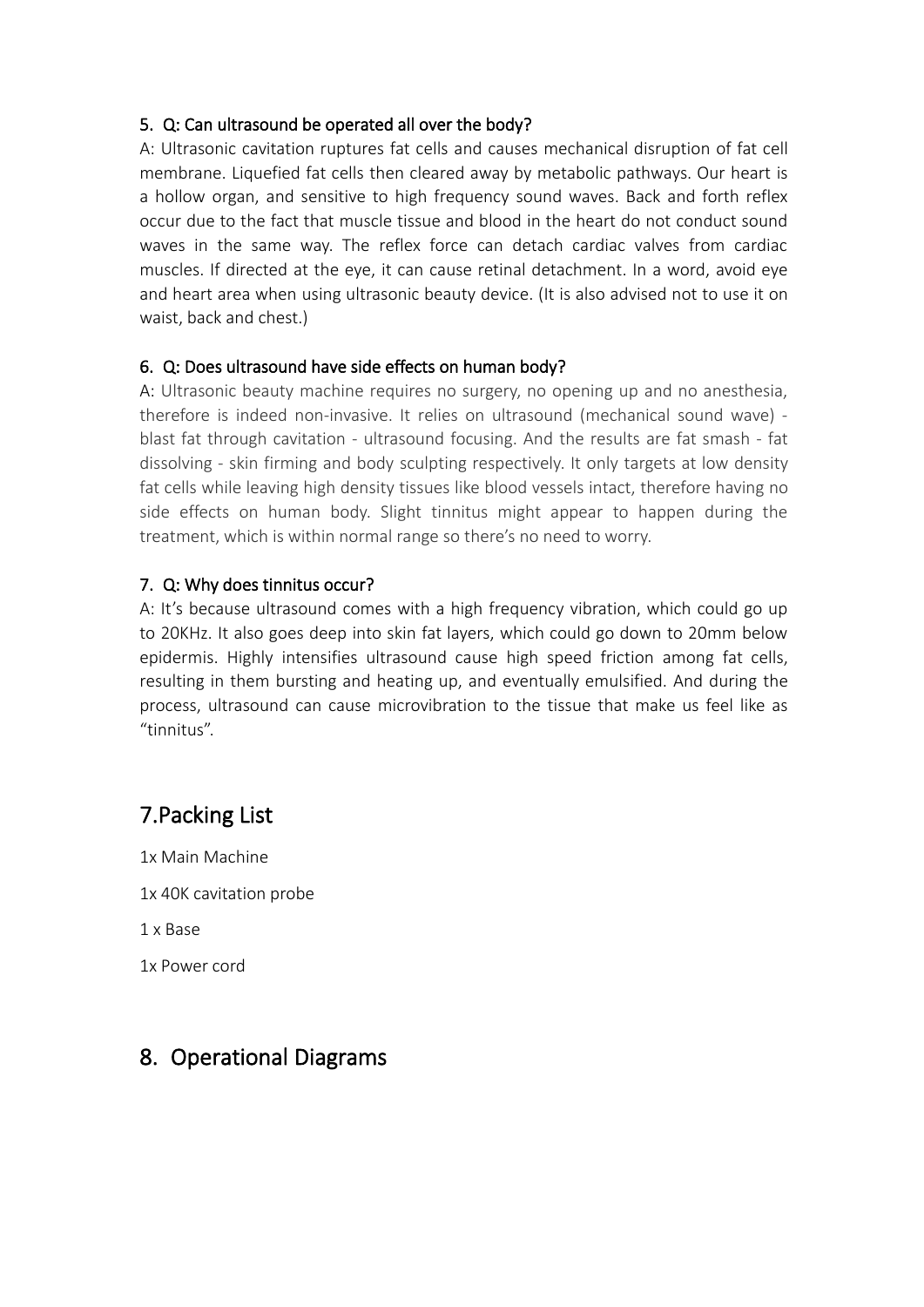5. Q: Can ultrasound be operated all over the body?

A: Ultrasonic cavitation ruptures fat cells and causes mechanical disruption of fat cell membrane. Liquefied fat cells then cleared away by metabolic pathways. Our heart is a hollow organ, and sensitive to high frequency sound waves. Back and forth reflex occur due to the fact that muscle tissue and blood in the heart do not conduct sound waves in the same way. The reflex force can detach cardiac valves from cardiac muscles. If directed at the eye, it can cause retinal detachment. In a word, avoid eye and heart area when using ultrasonic beauty device. (It is also advised not to use it on waist, back and chest.)

6. Q: Does ultrasound have side effects on human body?

A: Ultrasonic beauty machine requires no surgery, no opening up and no anesthesia, therefore is indeed non-invasive. It relies on ultrasound (mechanical sound wave) - blast fat through cavitation - ultrasound focusing. And the results are fat smash - fat dissolving - skin firming and body sculpting respectively. It only targets at low density fat cells while leaving high density tissues like blood vessels intact, therefore having no side effects on human body. Slight tinnitus might appear to happen during the treatment, which is within normal range so there's no need to worry.

7. Q: Why does tinnitus occur?

A: It's because ultrasound comes with a high frequency vibration, which could go up to 20KHz. It also goes deep into skin fat layers, which could go down to 20mm below epidermis. Highly intensifies ultrasound cause high speed friction among fat cells, resulting in them bursting and heating up, and eventually emulsified. And during the process, ultrasound can cause microvibration to the tissue that make us feel like as "tinnitus".

# 7.Packing List

1x Main Machine

1x 40K cavitation probe

1 x Base

1x Power cord

# 8. Operational Diagrams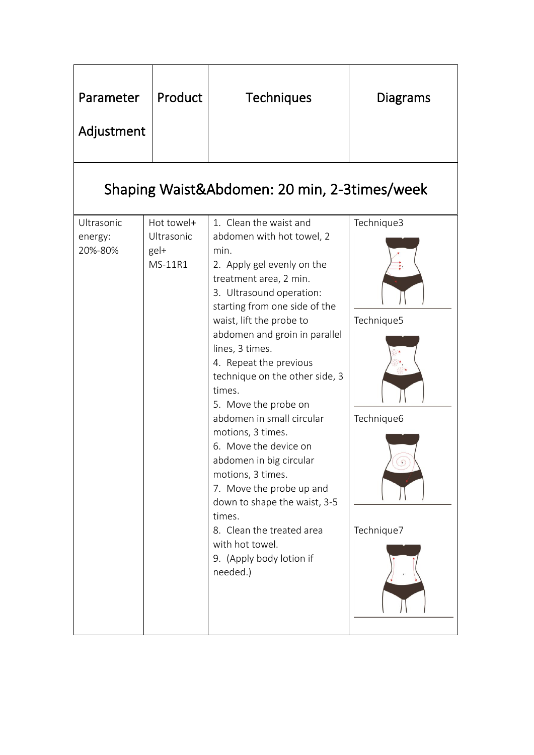| Parameter Adjustment | Product | Techniques | Diagrams |
|---|---|---|---|
| **Shaping Waist&Abdomen: 20 min, 2-3times/week** | | | |
| Ultrasonic energy: 20%-80% | Hot towel+ Ultrasonic gel+ MS-11R1 | 1. Clean the waist and abdomen with hot towel, 2 min.<br>2. Apply gel evenly on the treatment area, 2 min.<br>3. Ultrasound operation: starting from one side of the waist, lift the probe to abdomen and groin in parallel lines, 3 times.<br>4. Repeat the previous technique on the other side, 3 times.<br>5. Move the probe on abdomen in small circular motions, 3 times.<br>6. Move the device on abdomen in big circular motions, 3 times.<br>7. Move the probe up and down to shape the waist, 3-5 times.<br>8. Clean the treated area with hot towel.<br>9. (Apply body lotion if needed.) | Technique3<br>Technique5<br>Technique6<br>Technique7 |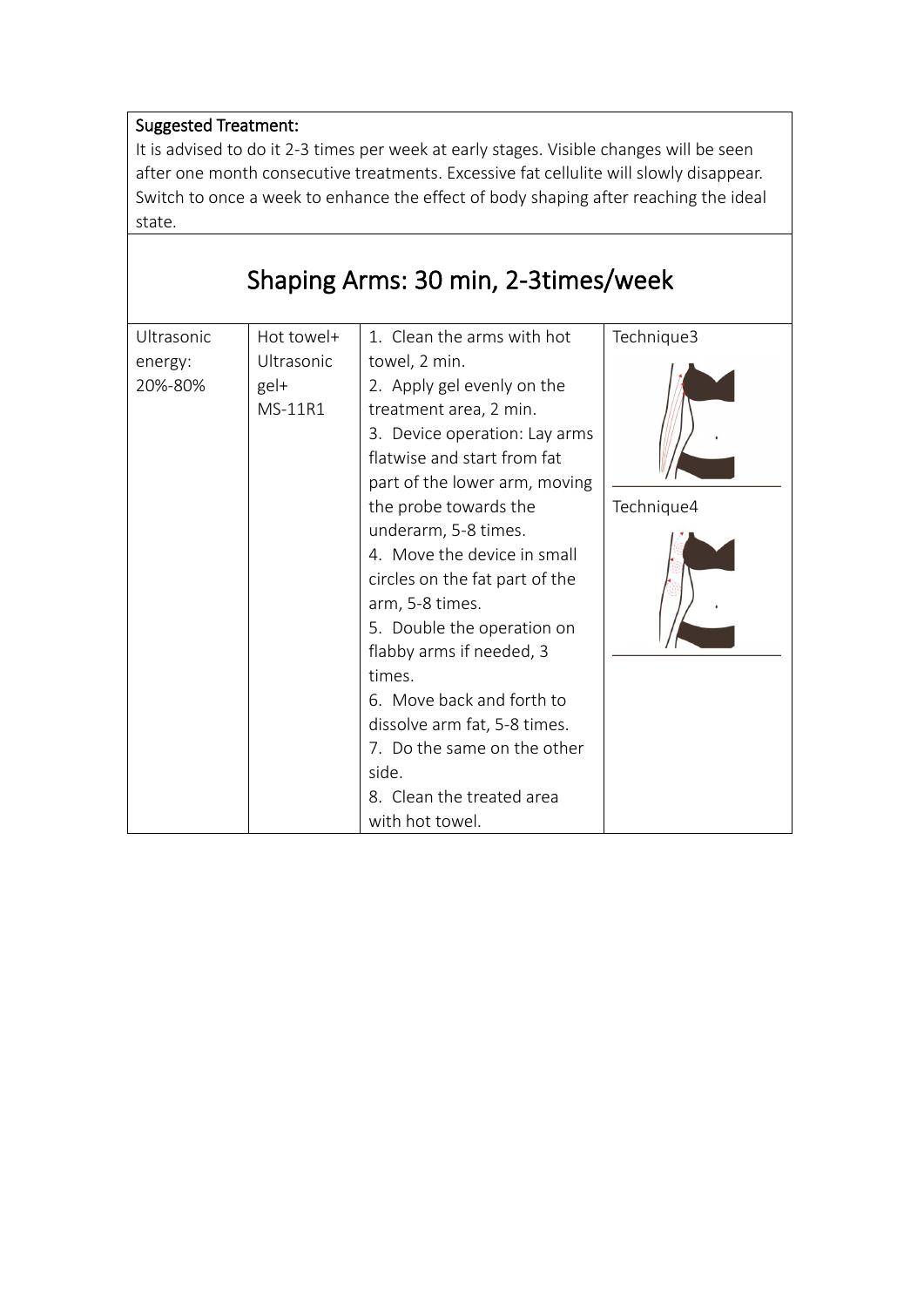**Suggested Treatment:**

It is advised to do it 2-3 times per week at early stages. Visible changes will be seen after one month consecutive treatments. Excessive fat cellulite will slowly disappear. Switch to once a week to enhance the effect of body shaping after reaching the ideal state.

## Shaping Arms: 30 min, 2-3times/week

| | | | |
|---|---|---|---|
| Ultrasonic energy: 20%-80% | Hot towel+ Ultrasonic gel+ MS-11R1 | 1. Clean the arms with hot towel, 2 min.<br>2. Apply gel evenly on the treatment area, 2 min.<br>3. Device operation: Lay arms flatwise and start from fat part of the lower arm, moving the probe towards the underarm, 5-8 times.<br>4. Move the device in small circles on the fat part of the arm, 5-8 times.<br>5. Double the operation on flabby arms if needed, 3 times.<br>6. Move back and forth to dissolve arm fat, 5-8 times.<br>7. Do the same on the other side.<br>8. Clean the treated area with hot towel. | Technique3<br>Technique4 |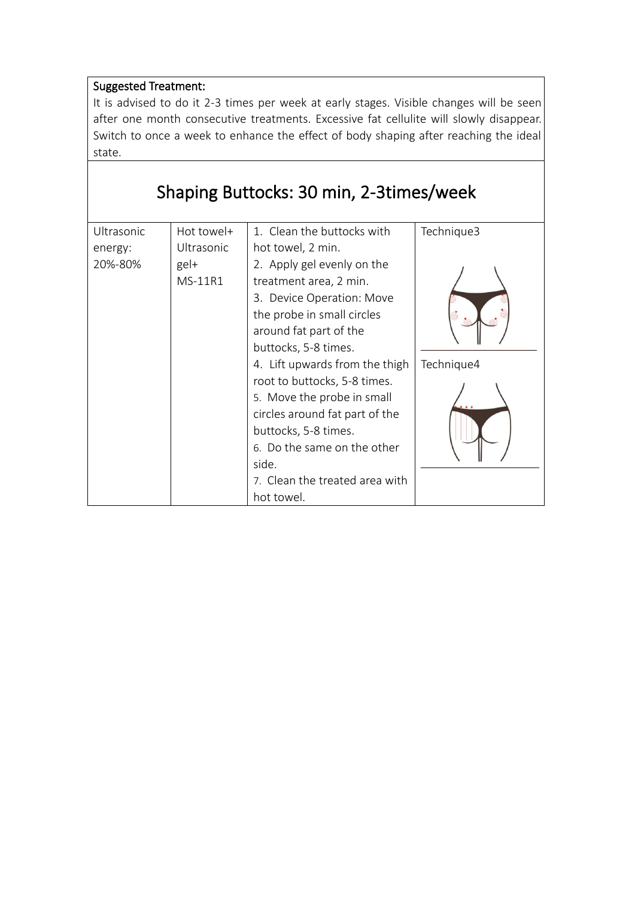**Suggested Treatment:**

It is advised to do it 2-3 times per week at early stages. Visible changes will be seen after one month consecutive treatments. Excessive fat cellulite will slowly disappear. Switch to once a week to enhance the effect of body shaping after reaching the ideal state.

## Shaping Buttocks: 30 min, 2-3times/week

| | | | |
|---|---|---|---|
| Ultrasonic energy: 20%-80% | Hot towel+ Ultrasonic gel+ MS-11R1 | 1. Clean the buttocks with hot towel, 2 min.<br>2. Apply gel evenly on the treatment area, 2 min.<br>3. Device Operation: Move the probe in small circles around fat part of the buttocks, 5-8 times.<br>4. Lift upwards from the thigh root to buttocks, 5-8 times.<br>5. Move the probe in small circles around fat part of the buttocks, 5-8 times.<br>6. Do the same on the other side.<br>7. Clean the treated area with hot towel. | Technique3<br><br>Technique4 |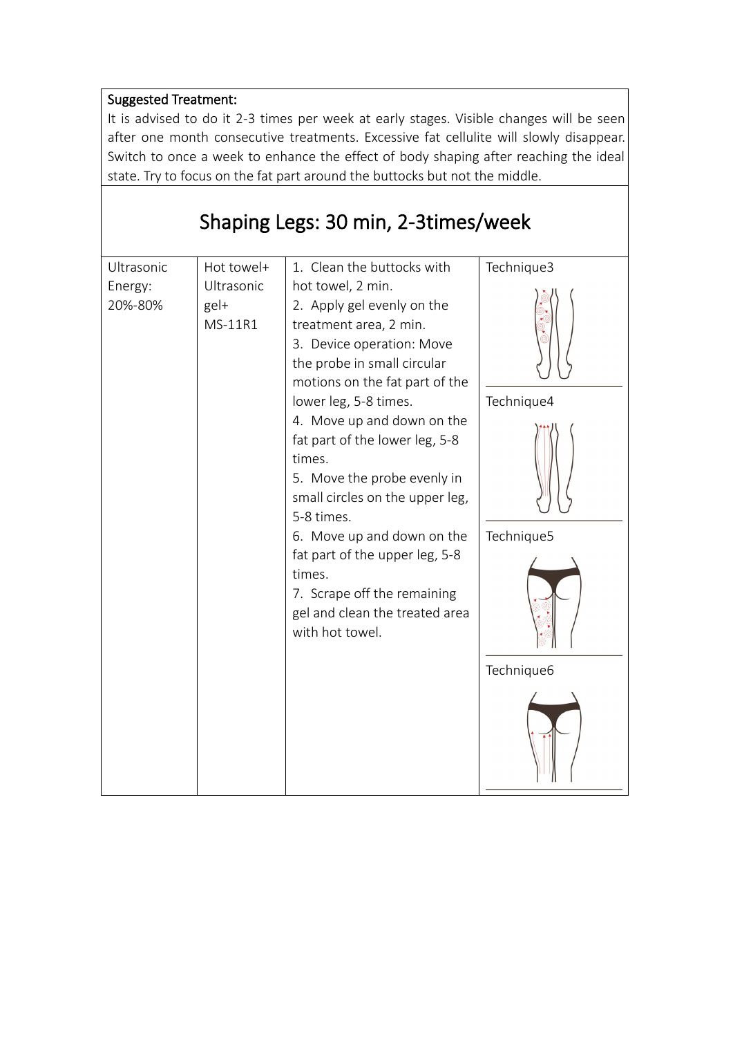**Suggested Treatment:**

It is advised to do it 2-3 times per week at early stages. Visible changes will be seen after one month consecutive treatments. Excessive fat cellulite will slowly disappear. Switch to once a week to enhance the effect of body shaping after reaching the ideal state. Try to focus on the fat part around the buttocks but not the middle.

## Shaping Legs: 30 min, 2-3times/week

| | | | |
|---|---|---|---|
| Ultrasonic Energy: 20%-80% | Hot towel+ Ultrasonic gel+ MS-11R1 | 1. Clean the buttocks with hot towel, 2 min.<br>2. Apply gel evenly on the treatment area, 2 min.<br>3. Device operation: Move the probe in small circular motions on the fat part of the lower leg, 5-8 times.<br>4. Move up and down on the fat part of the lower leg, 5-8 times.<br>5. Move the probe evenly in small circles on the upper leg, 5-8 times.<br>6. Move up and down on the fat part of the upper leg, 5-8 times.<br>7. Scrape off the remaining gel and clean the treated area with hot towel. | Technique3<br><br>Technique4<br><br>Technique5<br><br>Technique6 |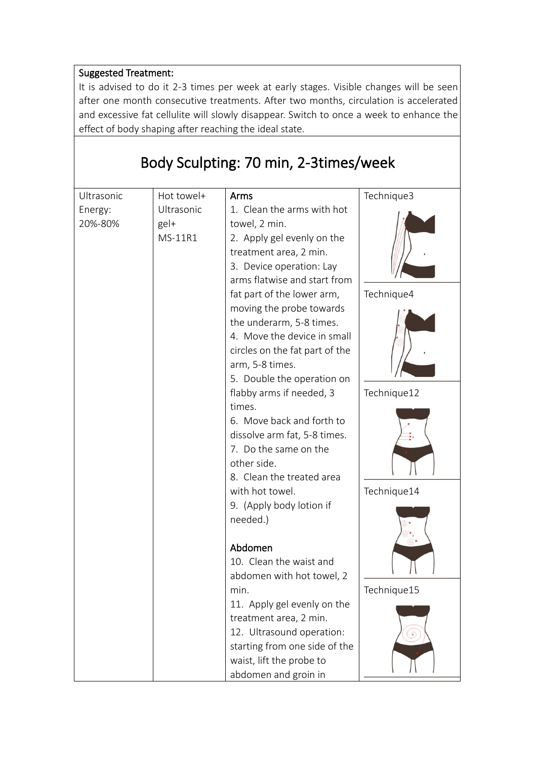| Suggested Treatment: |
|---|
| It is advised to do it 2-3 times per week at early stages. Visible changes will be seen after one month consecutive treatments. After two months, circulation is accelerated and excessive fat cellulite will slowly disappear. Switch to once a week to enhance the effect of body shaping after reaching the ideal state. |

# Body Sculpting: 70 min, 2-3times/week

| Ultrasonic Energy: 20%-80% | Hot towel+ Ultrasonic gel+ MS-11R1 | **Arms**<br>1. Clean the arms with hot towel, 2 min.<br>2. Apply gel evenly on the treatment area, 2 min.<br>3. Device operation: Lay arms flatwise and start from fat part of the lower arm, moving the probe towards the underarm, 5-8 times.<br>4. Move the device in small circles on the fat part of the arm, 5-8 times.<br>5. Double the operation on flabby arms if needed, 3 times.<br>6. Move back and forth to dissolve arm fat, 5-8 times.<br>7. Do the same on the other side.<br>8. Clean the treated area with hot towel.<br>9. (Apply body lotion if needed.)<br><br>**Abdomen**<br>10. Clean the waist and abdomen with hot towel, 2 min.<br>11. Apply gel evenly on the treatment area, 2 min.<br>12. Ultrasound operation: starting from one side of the waist, lift the probe to abdomen and groin in | Technique3<br><br>Technique4<br><br>Technique12<br><br>Technique14<br><br>Technique15 |
|---|---|---|---|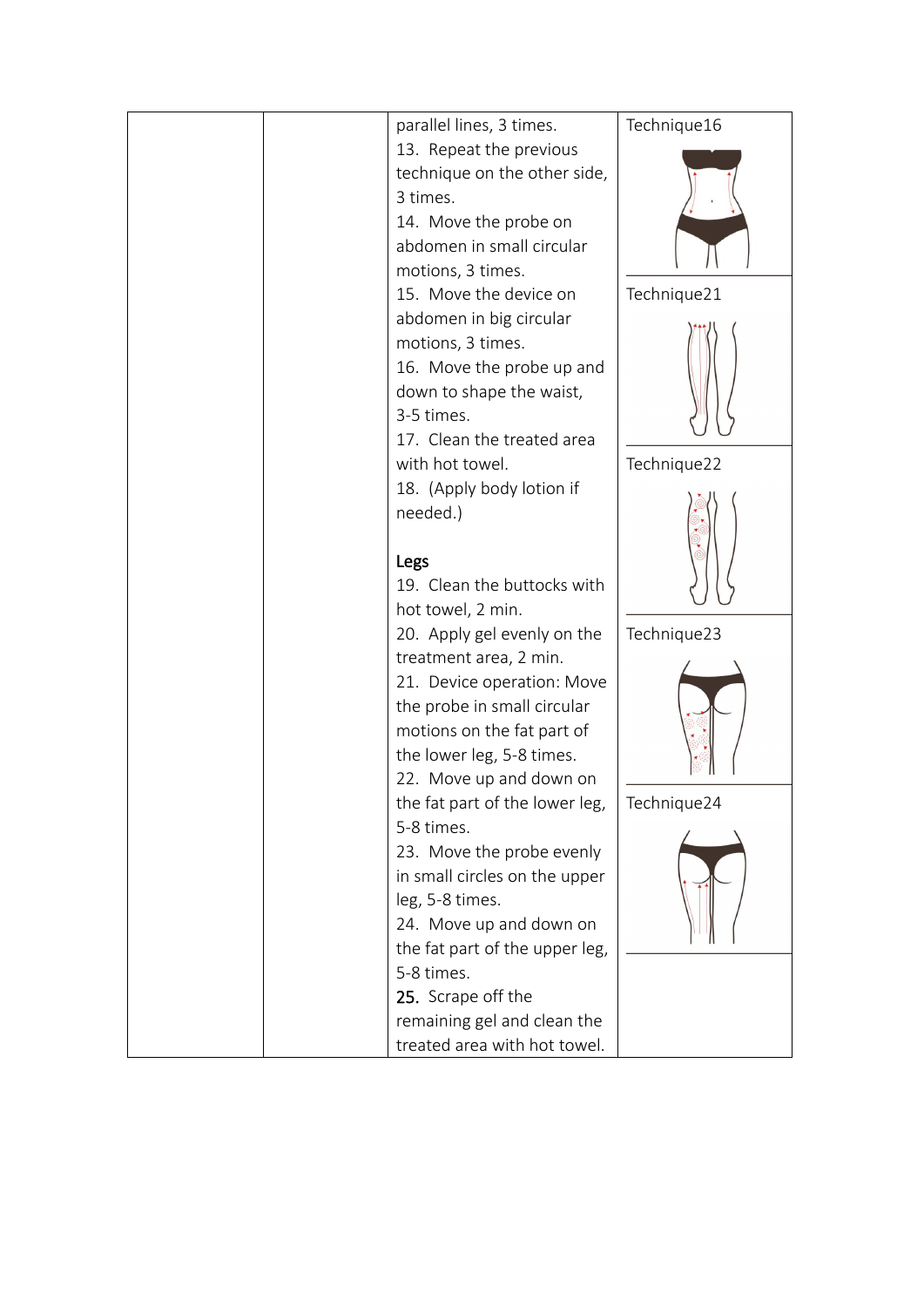| | | parallel lines, 3 times.<br>13. Repeat the previous technique on the other side, 3 times.<br>14. Move the probe on abdomen in small circular motions, 3 times.<br>15. Move the device on abdomen in big circular motions, 3 times.<br>16. Move the probe up and down to shape the waist, 3-5 times.<br>17. Clean the treated area with hot towel.<br>18. (Apply body lotion if needed.)<br><br>**Legs**<br>19. Clean the buttocks with hot towel, 2 min.<br>20. Apply gel evenly on the treatment area, 2 min.<br>21. Device operation: Move the probe in small circular motions on the fat part of the lower leg, 5-8 times.<br>22. Move up and down on the fat part of the lower leg, 5-8 times.<br>23. Move the probe evenly in small circles on the upper leg, 5-8 times.<br>24. Move up and down on the fat part of the upper leg, 5-8 times.<br>25. Scrape off the remaining gel and clean the treated area with hot towel. | Technique16<br><br>Technique21<br><br>Technique22<br><br>Technique23<br><br>Technique24 |
|---|---|---|---|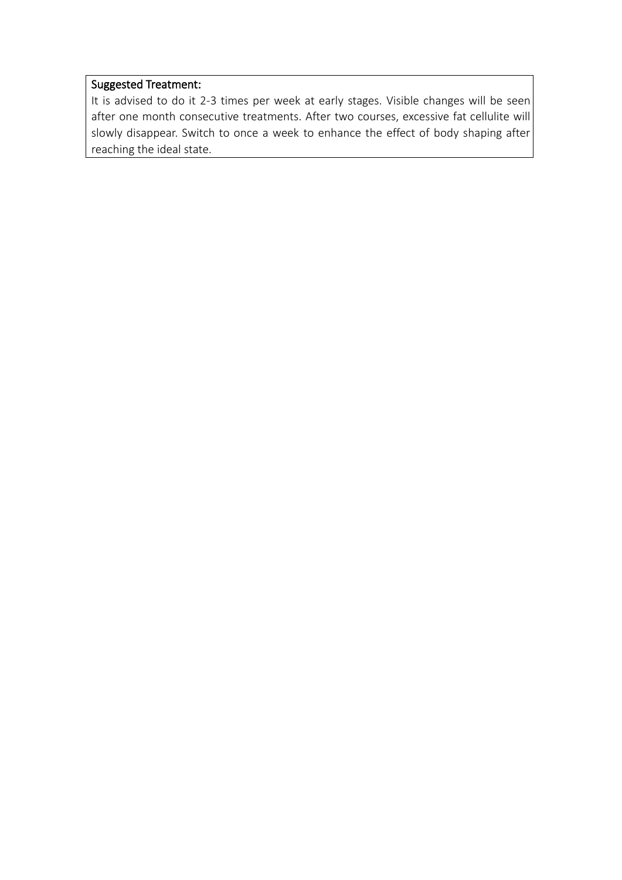Suggested Treatment:

It is advised to do it 2-3 times per week at early stages. Visible changes will be seen after one month consecutive treatments. After two courses, excessive fat cellulite will slowly disappear. Switch to once a week to enhance the effect of body shaping after reaching the ideal state.